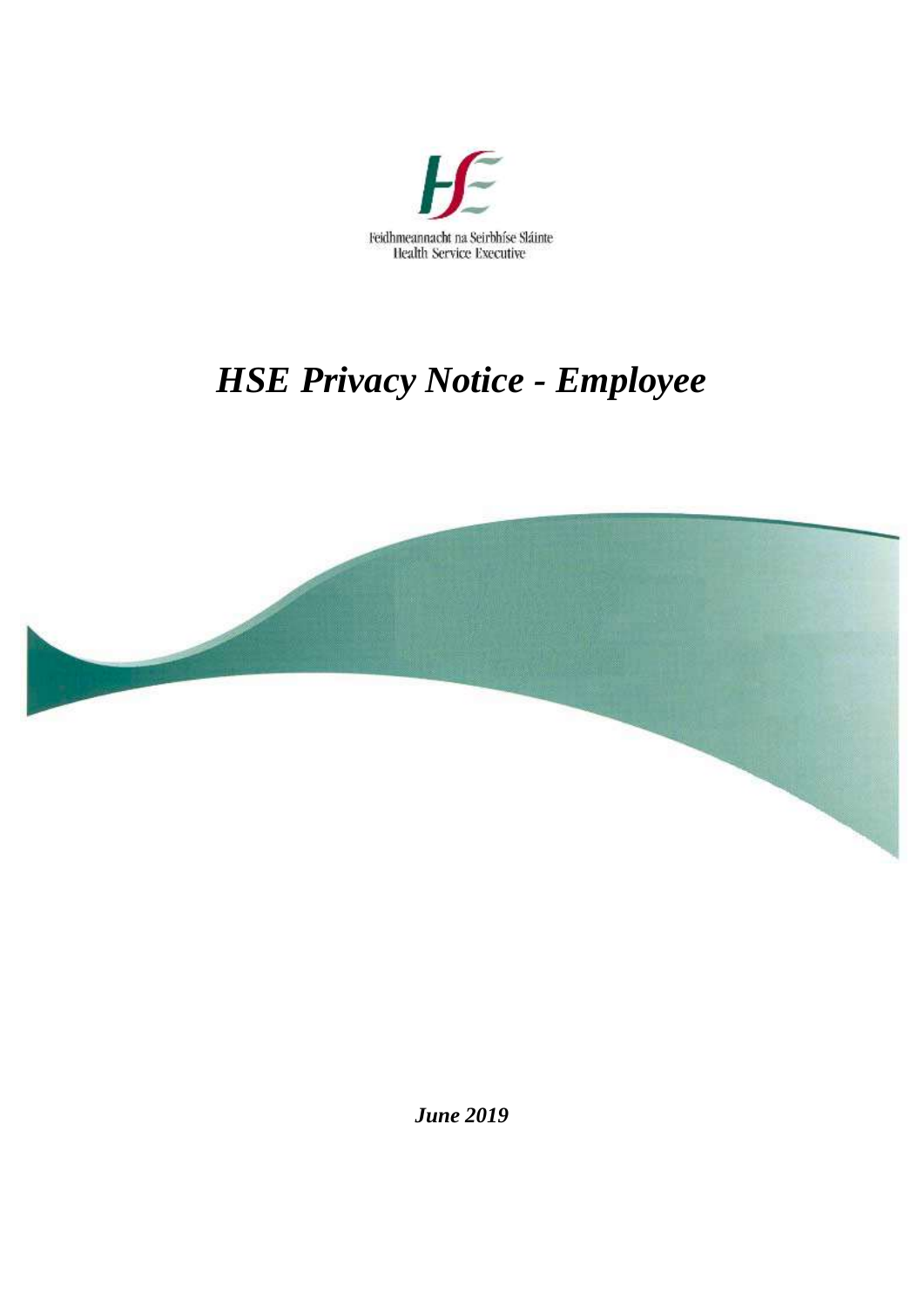Feidhmeannacht na Seirbhíse Sláinte
Health Service Executive

# *HSE Privacy Notice - Employee*

***June 2019***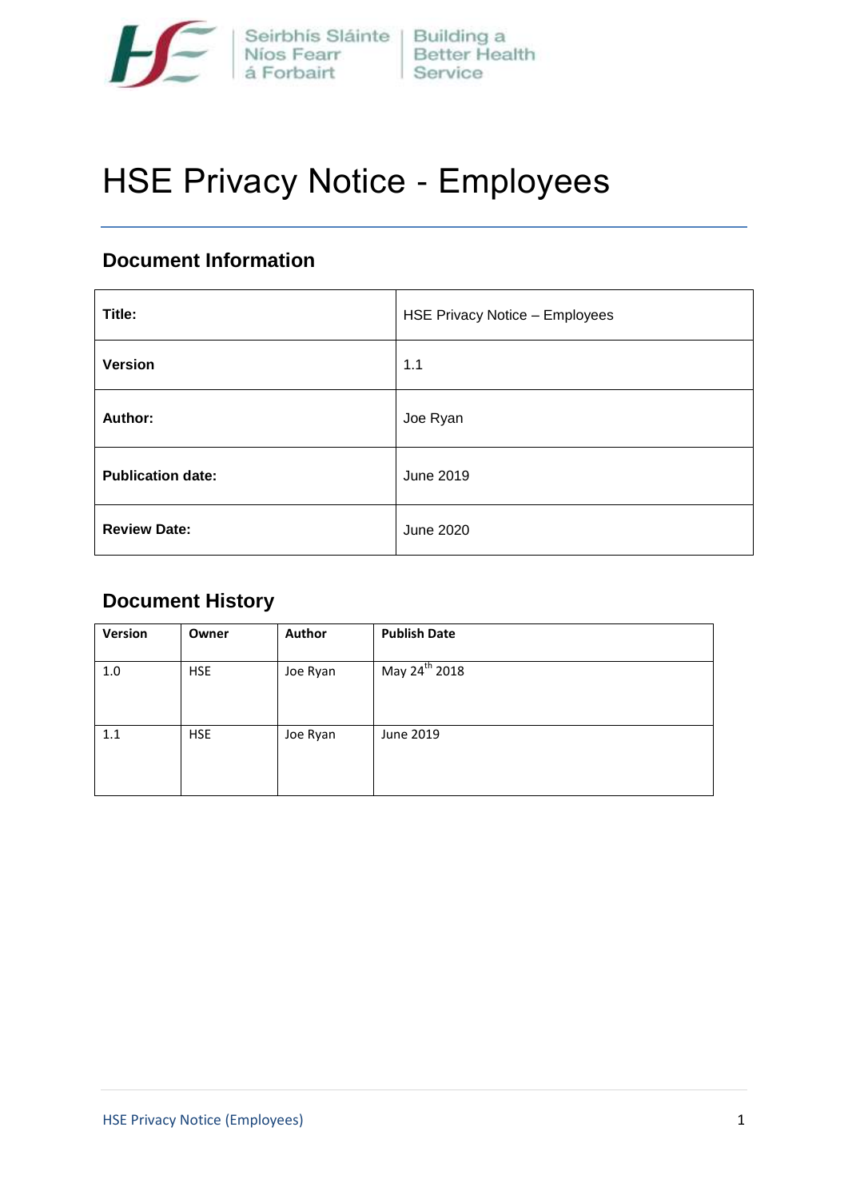# HSE Privacy Notice - Employees

## Document Information

| Title: | HSE Privacy Notice – Employees |
|---|---|
| Version | 1.1 |
| Author: | Joe Ryan |
| Publication date: | June 2019 |
| Review Date: | June 2020 |

## Document History

| Version | Owner | Author | Publish Date |
|---|---|---|---|
| 1.0 | HSE | Joe Ryan | May 24th 2018 |
| 1.1 | HSE | Joe Ryan | June 2019 |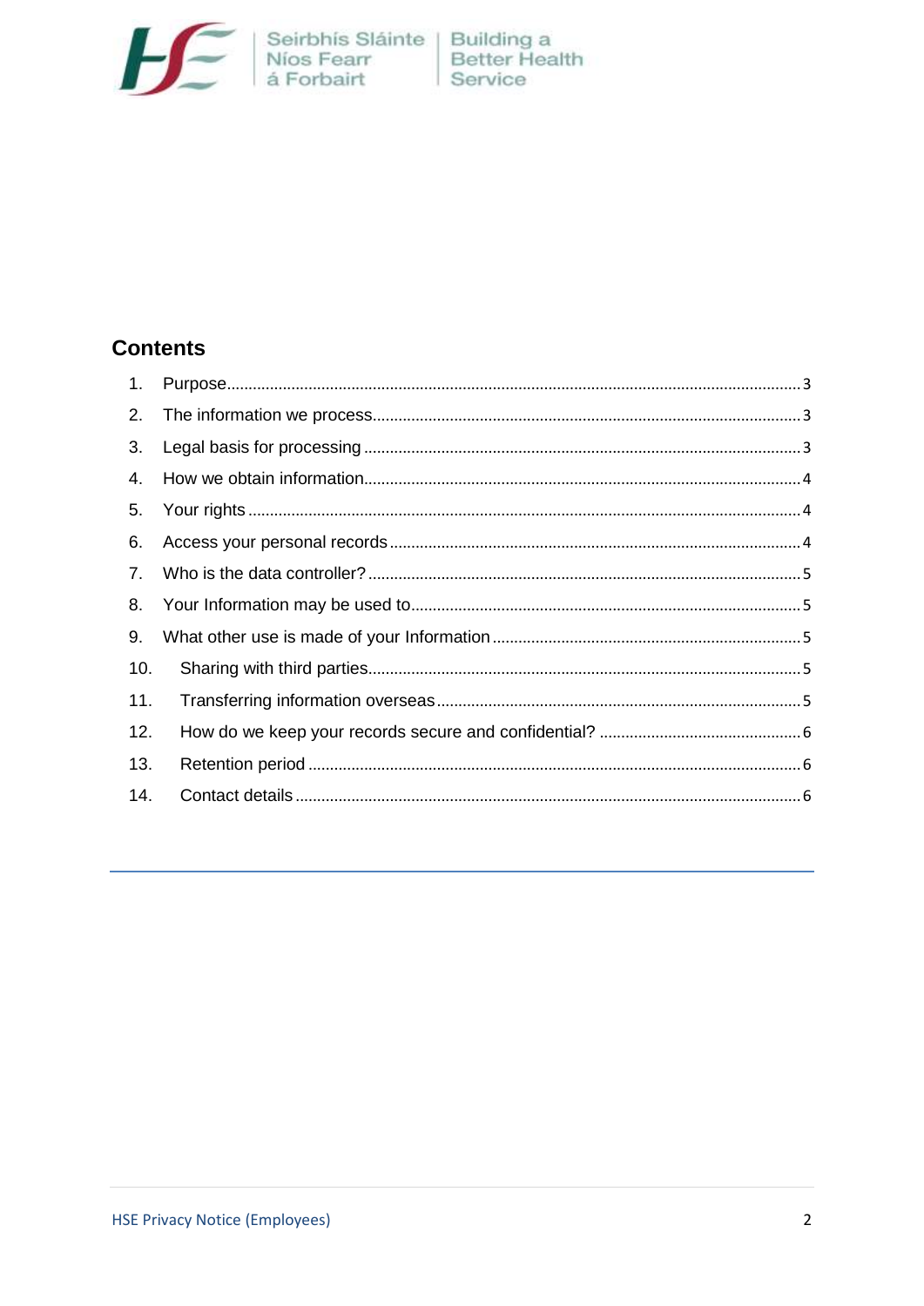## Contents

1. Purpose ... 3
2. The information we process ... 3
3. Legal basis for processing ... 3
4. How we obtain information ... 4
5. Your rights ... 4
6. Access your personal records ... 4
7. Who is the data controller? ... 5
8. Your Information may be used to ... 5
9. What other use is made of your Information ... 5
10. Sharing with third parties ... 5
11. Transferring information overseas ... 5
12. How do we keep your records secure and confidential? ... 6
13. Retention period ... 6
14. Contact details ... 6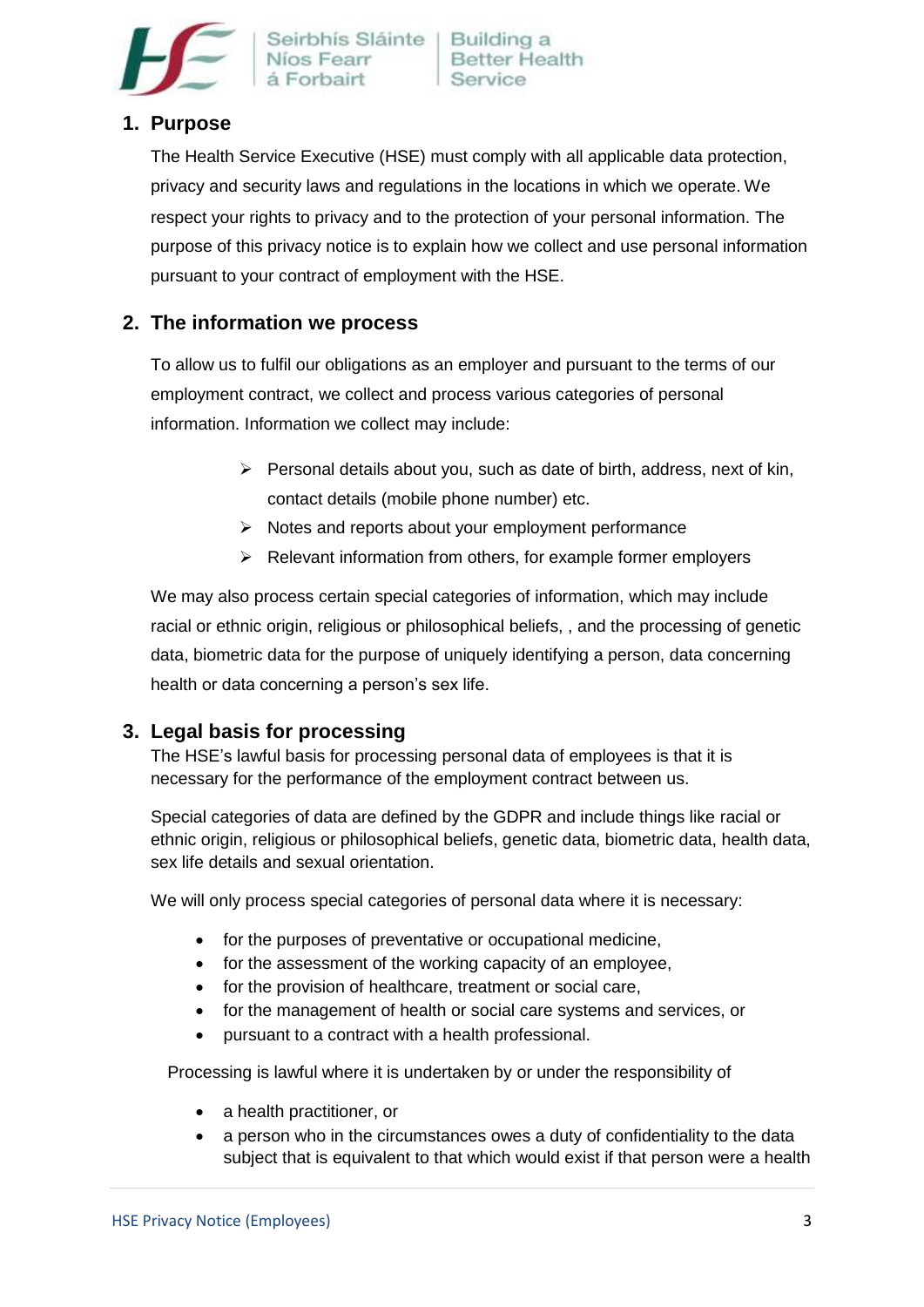## 1. Purpose

The Health Service Executive (HSE) must comply with all applicable data protection, privacy and security laws and regulations in the locations in which we operate. We respect your rights to privacy and to the protection of your personal information. The purpose of this privacy notice is to explain how we collect and use personal information pursuant to your contract of employment with the HSE.

## 2. The information we process

To allow us to fulfil our obligations as an employer and pursuant to the terms of our employment contract, we collect and process various categories of personal information. Information we collect may include:

- Personal details about you, such as date of birth, address, next of kin, contact details (mobile phone number) etc.
- Notes and reports about your employment performance
- Relevant information from others, for example former employers

We may also process certain special categories of information, which may include racial or ethnic origin, religious or philosophical beliefs, , and the processing of genetic data, biometric data for the purpose of uniquely identifying a person, data concerning health or data concerning a person's sex life.

## 3. Legal basis for processing

The HSE's lawful basis for processing personal data of employees is that it is necessary for the performance of the employment contract between us.

Special categories of data are defined by the GDPR and include things like racial or ethnic origin, religious or philosophical beliefs, genetic data, biometric data, health data, sex life details and sexual orientation.

We will only process special categories of personal data where it is necessary:

- for the purposes of preventative or occupational medicine,
- for the assessment of the working capacity of an employee,
- for the provision of healthcare, treatment or social care,
- for the management of health or social care systems and services, or
- pursuant to a contract with a health professional.

Processing is lawful where it is undertaken by or under the responsibility of

- a health practitioner, or
- a person who in the circumstances owes a duty of confidentiality to the data subject that is equivalent to that which would exist if that person were a health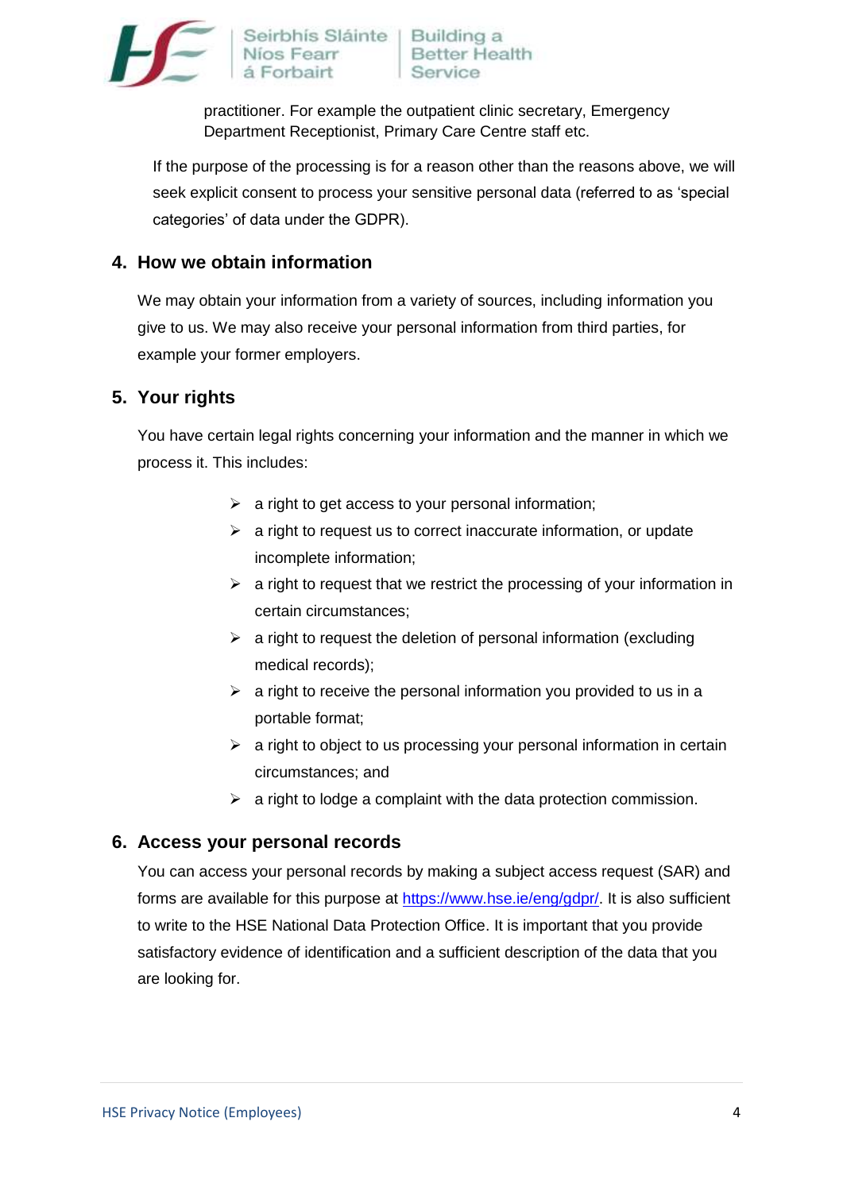practitioner. For example the outpatient clinic secretary, Emergency Department Receptionist, Primary Care Centre staff etc.

If the purpose of the processing is for a reason other than the reasons above, we will seek explicit consent to process your sensitive personal data (referred to as 'special categories' of data under the GDPR).

## 4. How we obtain information

We may obtain your information from a variety of sources, including information you give to us. We may also receive your personal information from third parties, for example your former employers.

## 5. Your rights

You have certain legal rights concerning your information and the manner in which we process it. This includes:

- a right to get access to your personal information;
- a right to request us to correct inaccurate information, or update incomplete information;
- a right to request that we restrict the processing of your information in certain circumstances;
- a right to request the deletion of personal information (excluding medical records);
- a right to receive the personal information you provided to us in a portable format;
- a right to object to us processing your personal information in certain circumstances; and
- a right to lodge a complaint with the data protection commission.

## 6. Access your personal records

You can access your personal records by making a subject access request (SAR) and forms are available for this purpose at https://www.hse.ie/eng/gdpr/. It is also sufficient to write to the HSE National Data Protection Office. It is important that you provide satisfactory evidence of identification and a sufficient description of the data that you are looking for.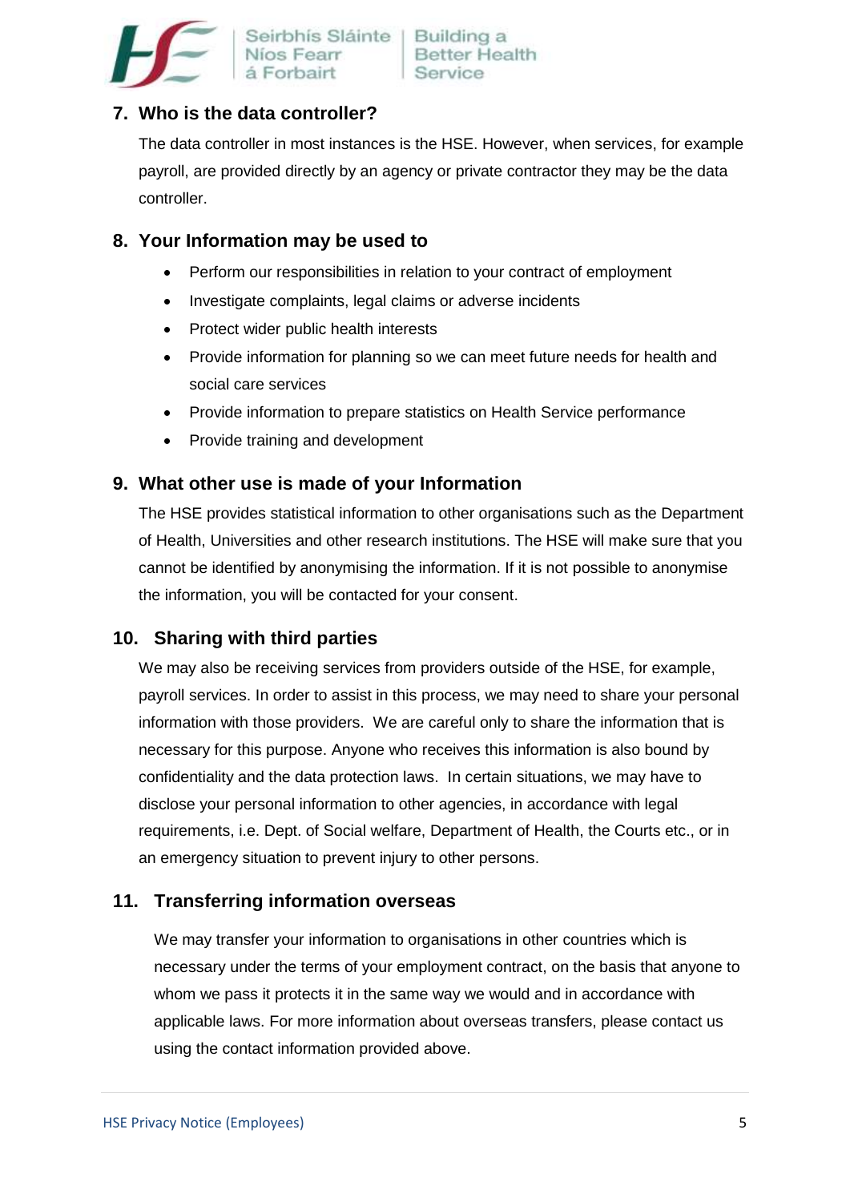## 7. Who is the data controller?

The data controller in most instances is the HSE. However, when services, for example payroll, are provided directly by an agency or private contractor they may be the data controller.

## 8. Your Information may be used to

- Perform our responsibilities in relation to your contract of employment
- Investigate complaints, legal claims or adverse incidents
- Protect wider public health interests
- Provide information for planning so we can meet future needs for health and social care services
- Provide information to prepare statistics on Health Service performance
- Provide training and development

## 9. What other use is made of your Information

The HSE provides statistical information to other organisations such as the Department of Health, Universities and other research institutions. The HSE will make sure that you cannot be identified by anonymising the information. If it is not possible to anonymise the information, you will be contacted for your consent.

## 10. Sharing with third parties

We may also be receiving services from providers outside of the HSE, for example, payroll services. In order to assist in this process, we may need to share your personal information with those providers. We are careful only to share the information that is necessary for this purpose. Anyone who receives this information is also bound by confidentiality and the data protection laws. In certain situations, we may have to disclose your personal information to other agencies, in accordance with legal requirements, i.e. Dept. of Social welfare, Department of Health, the Courts etc., or in an emergency situation to prevent injury to other persons.

## 11. Transferring information overseas

We may transfer your information to organisations in other countries which is necessary under the terms of your employment contract, on the basis that anyone to whom we pass it protects it in the same way we would and in accordance with applicable laws. For more information about overseas transfers, please contact us using the contact information provided above.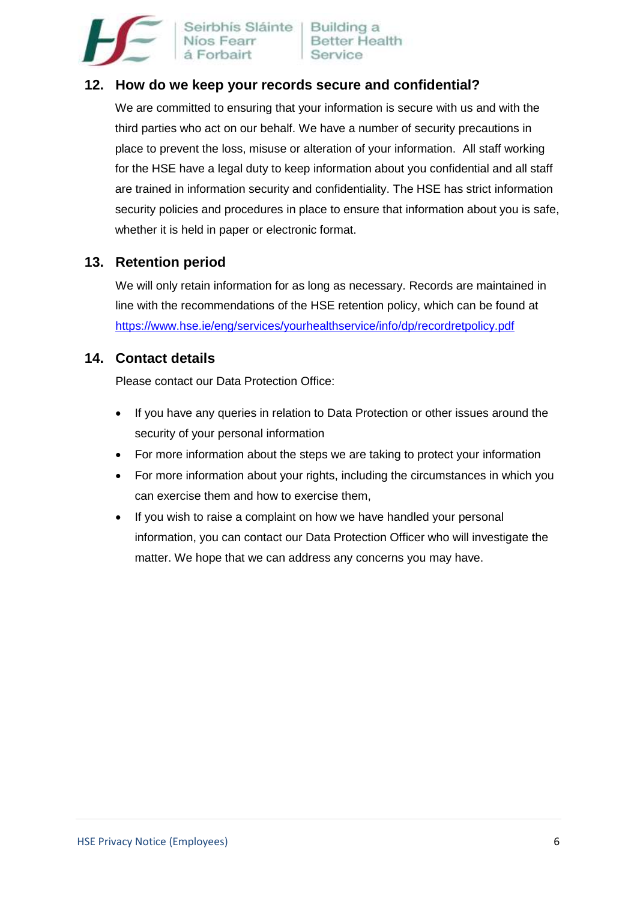## 12. How do we keep your records secure and confidential?

We are committed to ensuring that your information is secure with us and with the third parties who act on our behalf. We have a number of security precautions in place to prevent the loss, misuse or alteration of your information. All staff working for the HSE have a legal duty to keep information about you confidential and all staff are trained in information security and confidentiality. The HSE has strict information security policies and procedures in place to ensure that information about you is safe, whether it is held in paper or electronic format.

## 13. Retention period

We will only retain information for as long as necessary. Records are maintained in line with the recommendations of the HSE retention policy, which can be found at https://www.hse.ie/eng/services/yourhealthservice/info/dp/recordretpolicy.pdf

## 14. Contact details

Please contact our Data Protection Office:

- If you have any queries in relation to Data Protection or other issues around the security of your personal information
- For more information about the steps we are taking to protect your information
- For more information about your rights, including the circumstances in which you can exercise them and how to exercise them,
- If you wish to raise a complaint on how we have handled your personal information, you can contact our Data Protection Officer who will investigate the matter. We hope that we can address any concerns you may have.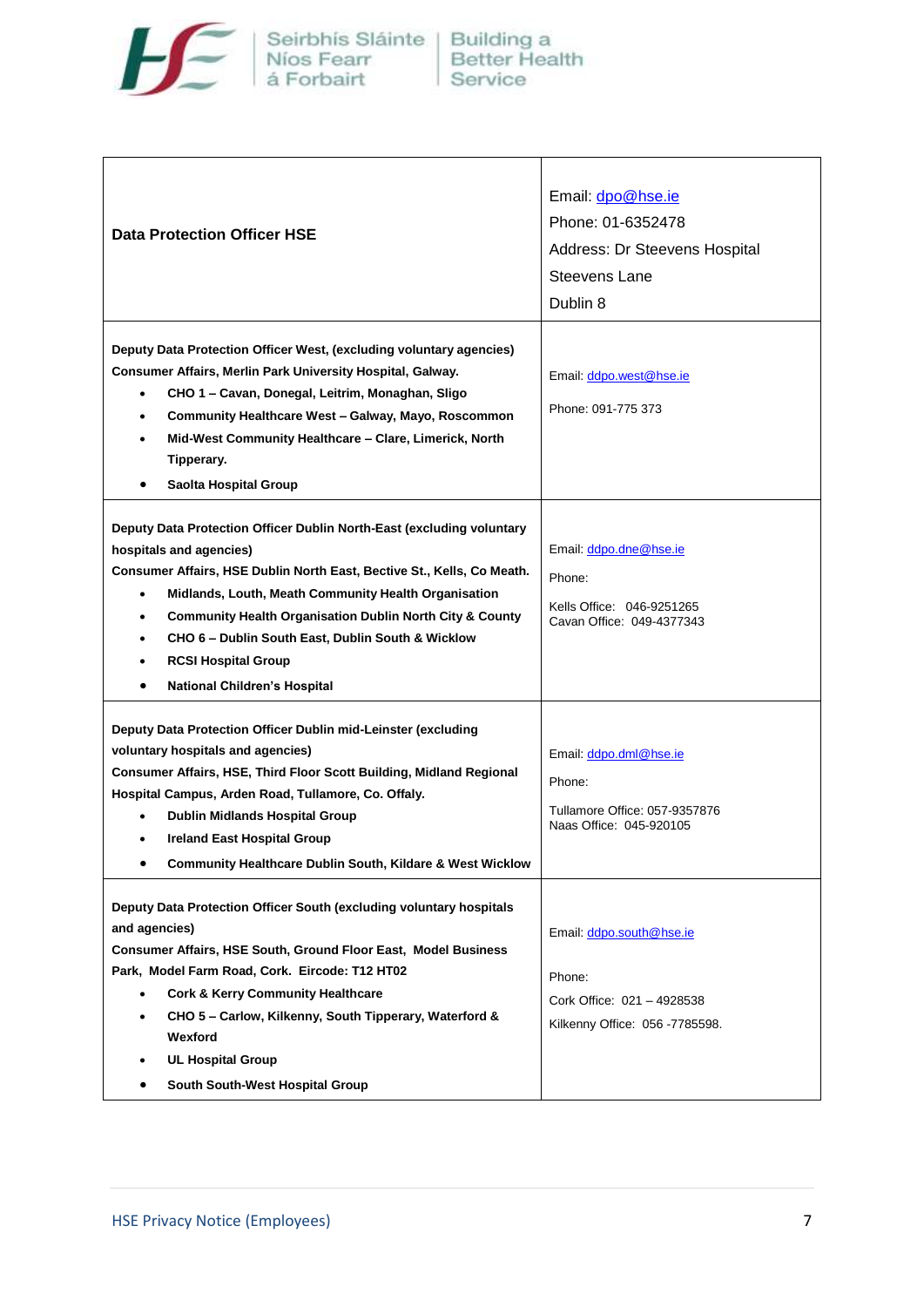| | |
|---|---|
| **Data Protection Officer HSE** | Email: dpo@hse.ie<br>Phone: 01-6352478<br>Address: Dr Steevens Hospital<br>Steevens Lane<br>Dublin 8 |
| **Deputy Data Protection Officer West, (excluding voluntary agencies)**<br>**Consumer Affairs, Merlin Park University Hospital, Galway.**<br>• **CHO 1 – Cavan, Donegal, Leitrim, Monaghan, Sligo**<br>• **Community Healthcare West – Galway, Mayo, Roscommon**<br>• **Mid-West Community Healthcare – Clare, Limerick, North Tipperary.**<br>• **Saolta Hospital Group** | Email: ddpo.west@hse.ie<br>Phone: 091-775 373 |
| **Deputy Data Protection Officer Dublin North-East (excluding voluntary hospitals and agencies)**<br>**Consumer Affairs, HSE Dublin North East, Bective St., Kells, Co Meath.**<br>• **Midlands, Louth, Meath Community Health Organisation**<br>• **Community Health Organisation Dublin North City & County**<br>• **CHO 6 – Dublin South East, Dublin South & Wicklow**<br>• **RCSI Hospital Group**<br>• **National Children's Hospital** | Email: ddpo.dne@hse.ie<br>Phone:<br>Kells Office: 046-9251265<br>Cavan Office: 049-4377343 |
| **Deputy Data Protection Officer Dublin mid-Leinster (excluding voluntary hospitals and agencies)**<br>**Consumer Affairs, HSE, Third Floor Scott Building, Midland Regional Hospital Campus, Arden Road, Tullamore, Co. Offaly.**<br>• **Dublin Midlands Hospital Group**<br>• **Ireland East Hospital Group**<br>• **Community Healthcare Dublin South, Kildare & West Wicklow** | Email: ddpo.dml@hse.ie<br>Phone:<br>Tullamore Office: 057-9357876<br>Naas Office: 045-920105 |
| **Deputy Data Protection Officer South (excluding voluntary hospitals and agencies)**<br>**Consumer Affairs, HSE South, Ground Floor East, Model Business Park, Model Farm Road, Cork. Eircode: T12 HT02**<br>• **Cork & Kerry Community Healthcare**<br>• **CHO 5 – Carlow, Kilkenny, South Tipperary, Waterford & Wexford**<br>• **UL Hospital Group**<br>• **South South-West Hospital Group** | Email: ddpo.south@hse.ie<br>Phone:<br>Cork Office: 021 – 4928538<br>Kilkenny Office: 056 -7785598. |